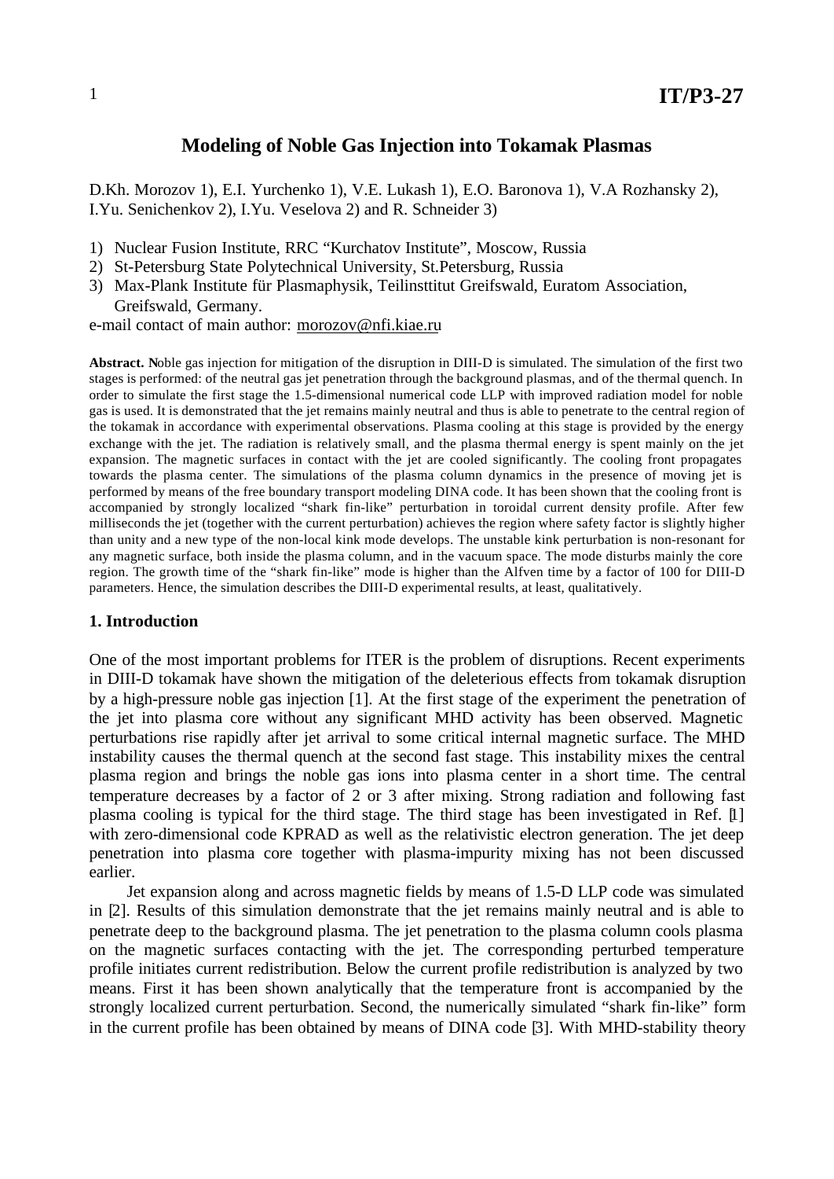# Modeling of Noble Gas Injection into Tokamak Plasmas

D.Kh. Morozov 1), E.I. Yurchenko 1), V.E. Lukash 1), E.O. Baronova 1), V.A Rozhansky 2), I.Yu. Senichenkov 2), I.Yu. Veselova 2) and R. Schneider 3)

1) Nuclear Fusion Institute, RRC "Kurchatov Institute", Moscow, Russia
2) St-Petersburg State Polytechnical University, St.Petersburg, Russia
3) Max-Plank Institute für Plasmaphysik, Teilinsttitut Greifswald, Euratom Association, Greifswald, Germany.

e-mail contact of main author: morozov@nfi.kiae.ru

**Abstract.** Noble gas injection for mitigation of the disruption in DIII-D is simulated. The simulation of the first two stages is performed: of the neutral gas jet penetration through the background plasmas, and of the thermal quench. In order to simulate the first stage the 1.5-dimensional numerical code LLP with improved radiation model for noble gas is used. It is demonstrated that the jet remains mainly neutral and thus is able to penetrate to the central region of the tokamak in accordance with experimental observations. Plasma cooling at this stage is provided by the energy exchange with the jet. The radiation is relatively small, and the plasma thermal energy is spent mainly on the jet expansion. The magnetic surfaces in contact with the jet are cooled significantly. The cooling front propagates towards the plasma center. The simulations of the plasma column dynamics in the presence of moving jet is performed by means of the free boundary transport modeling DINA code. It has been shown that the cooling front is accompanied by strongly localized "shark fin-like" perturbation in toroidal current density profile. After few milliseconds the jet (together with the current perturbation) achieves the region where safety factor is slightly higher than unity and a new type of the non-local kink mode develops. The unstable kink perturbation is non-resonant for any magnetic surface, both inside the plasma column, and in the vacuum space. The mode disturbs mainly the core region. The growth time of the "shark fin-like" mode is higher than the Alfven time by a factor of 100 for DIII-D parameters. Hence, the simulation describes the DIII-D experimental results, at least, qualitatively.

## 1. Introduction

One of the most important problems for ITER is the problem of disruptions. Recent experiments in DIII-D tokamak have shown the mitigation of the deleterious effects from tokamak disruption by a high-pressure noble gas injection [1]. At the first stage of the experiment the penetration of the jet into plasma core without any significant MHD activity has been observed. Magnetic perturbations rise rapidly after jet arrival to some critical internal magnetic surface. The MHD instability causes the thermal quench at the second fast stage. This instability mixes the central plasma region and brings the noble gas ions into plasma center in a short time. The central temperature decreases by a factor of 2 or 3 after mixing. Strong radiation and following fast plasma cooling is typical for the third stage. The third stage has been investigated in Ref. [1] with zero-dimensional code KPRAD as well as the relativistic electron generation. The jet deep penetration into plasma core together with plasma-impurity mixing has not been discussed earlier.

Jet expansion along and across magnetic fields by means of 1.5-D LLP code was simulated in [2]. Results of this simulation demonstrate that the jet remains mainly neutral and is able to penetrate deep to the background plasma. The jet penetration to the plasma column cools plasma on the magnetic surfaces contacting with the jet. The corresponding perturbed temperature profile initiates current redistribution. Below the current profile redistribution is analyzed by two means. First it has been shown analytically that the temperature front is accompanied by the strongly localized current perturbation. Second, the numerically simulated "shark fin-like" form in the current profile has been obtained by means of DINA code [3]. With MHD-stability theory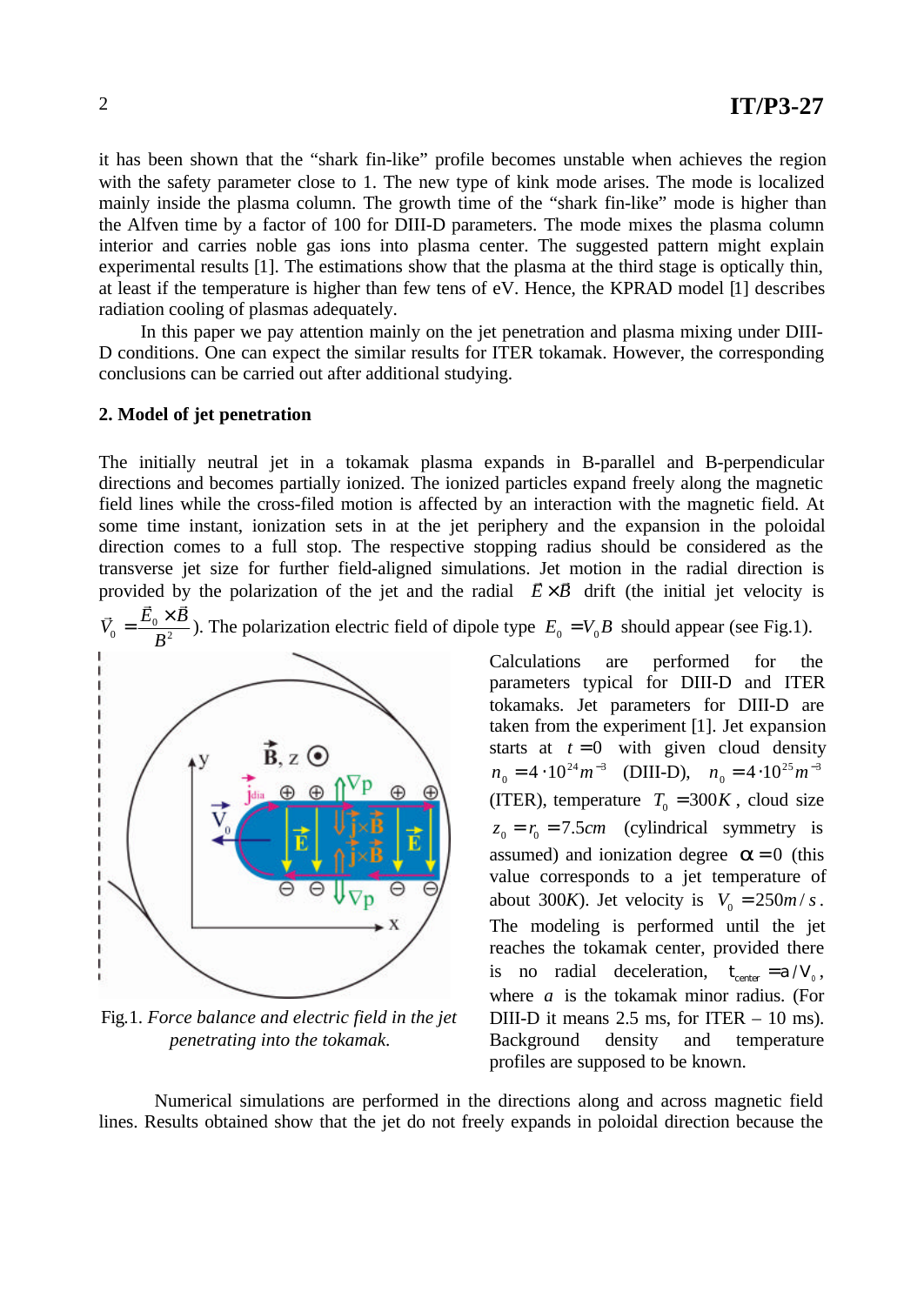it has been shown that the "shark fin-like" profile becomes unstable when achieves the region with the safety parameter close to 1. The new type of kink mode arises. The mode is localized mainly inside the plasma column. The growth time of the "shark fin-like" mode is higher than the Alfven time by a factor of 100 for DIII-D parameters. The mode mixes the plasma column interior and carries noble gas ions into plasma center. The suggested pattern might explain experimental results [1]. The estimations show that the plasma at the third stage is optically thin, at least if the temperature is higher than few tens of eV. Hence, the KPRAD model [1] describes radiation cooling of plasmas adequately.

In this paper we pay attention mainly on the jet penetration and plasma mixing under DIII-D conditions. One can expect the similar results for ITER tokamak. However, the corresponding conclusions can be carried out after additional studying.

## 2. Model of jet penetration

The initially neutral jet in a tokamak plasma expands in B-parallel and B-perpendicular directions and becomes partially ionized. The ionized particles expand freely along the magnetic field lines while the cross-filed motion is affected by an interaction with the magnetic field. At some time instant, ionization sets in at the jet periphery and the expansion in the poloidal direction comes to a full stop. The respective stopping radius should be considered as the transverse jet size for further field-aligned simulations. Jet motion in the radial direction is provided by the polarization of the jet and the radial $\vec{E}\times\vec{B}$ drift (the initial jet velocity is $\vec{V}_0 = \frac{\vec{E}_0 \times \vec{B}}{B^2}$). The polarization electric field of dipole type $E_0 = V_0 B$ should appear (see Fig.1).

Fig.1. *Force balance and electric field in the jet penetrating into the tokamak.*

Calculations are performed for the parameters typical for DIII-D and ITER tokamaks. Jet parameters for DIII-D are taken from the experiment [1]. Jet expansion starts at $t = 0$ with given cloud density $n_0 = 4\cdot 10^{24} m^{-3}$ (DIII-D), $n_0 = 4\cdot 10^{25} m^{-3}$ (ITER), temperature $T_0 = 300K$, cloud size $z_0 = r_0 = 7.5cm$ (cylindrical symmetry is assumed) and ionization degree $\alpha = 0$ (this value corresponds to a jet temperature of about 300$K$). Jet velocity is $V_0 = 250 m/s$. The modeling is performed until the jet reaches the tokamak center, provided there is no radial deceleration, $t_{center} = a/V_0$, where $a$ is the tokamak minor radius. (For DIII-D it means 2.5 ms, for ITER – 10 ms). Background density and temperature profiles are supposed to be known.

Numerical simulations are performed in the directions along and across magnetic field lines. Results obtained show that the jet do not freely expands in poloidal direction because the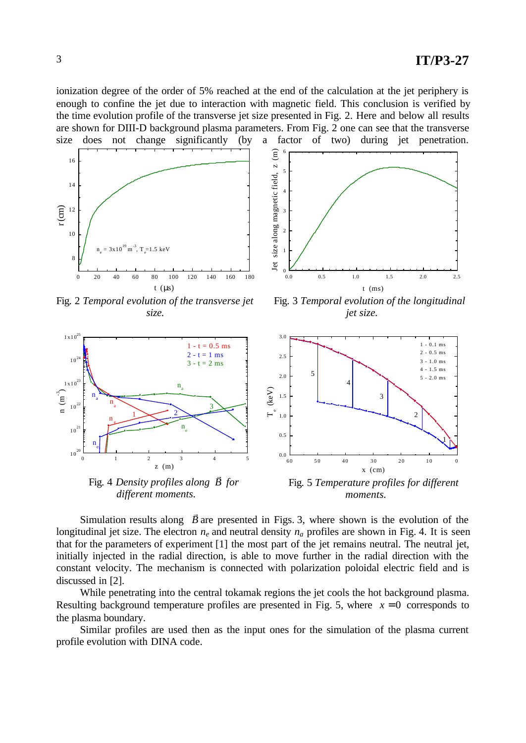ionization degree of the order of 5% reached at the end of the calculation at the jet periphery is enough to confine the jet due to interaction with magnetic field. This conclusion is verified by the time evolution profile of the transverse jet size presented in Fig. 2. Here and below all results are shown for DIII-D background plasma parameters. From Fig. 2 one can see that the transverse size does not change significantly (by a factor of two) during jet penetration.

Fig. 2 *Temporal evolution of the transverse jet size.*

Fig. 3 *Temporal evolution of the longitudinal jet size.*

Fig. 4 *Density profiles along $\vec{B}$ for different moments.*

Fig. 5 *Temperature profiles for different moments.*

Simulation results along $\vec{B}$ are presented in Figs. 3, where shown is the evolution of the longitudinal jet size. The electron $n_e$ and neutral density $n_a$ profiles are shown in Fig. 4. It is seen that for the parameters of experiment [1] the most part of the jet remains neutral. The neutral jet, initially injected in the radial direction, is able to move further in the radial direction with the constant velocity. The mechanism is connected with polarization poloidal electric field and is discussed in [2].

While penetrating into the central tokamak regions the jet cools the hot background plasma. Resulting background temperature profiles are presented in Fig. 5, where $x = 0$ corresponds to the plasma boundary.

Similar profiles are used then as the input ones for the simulation of the plasma current profile evolution with DINA code.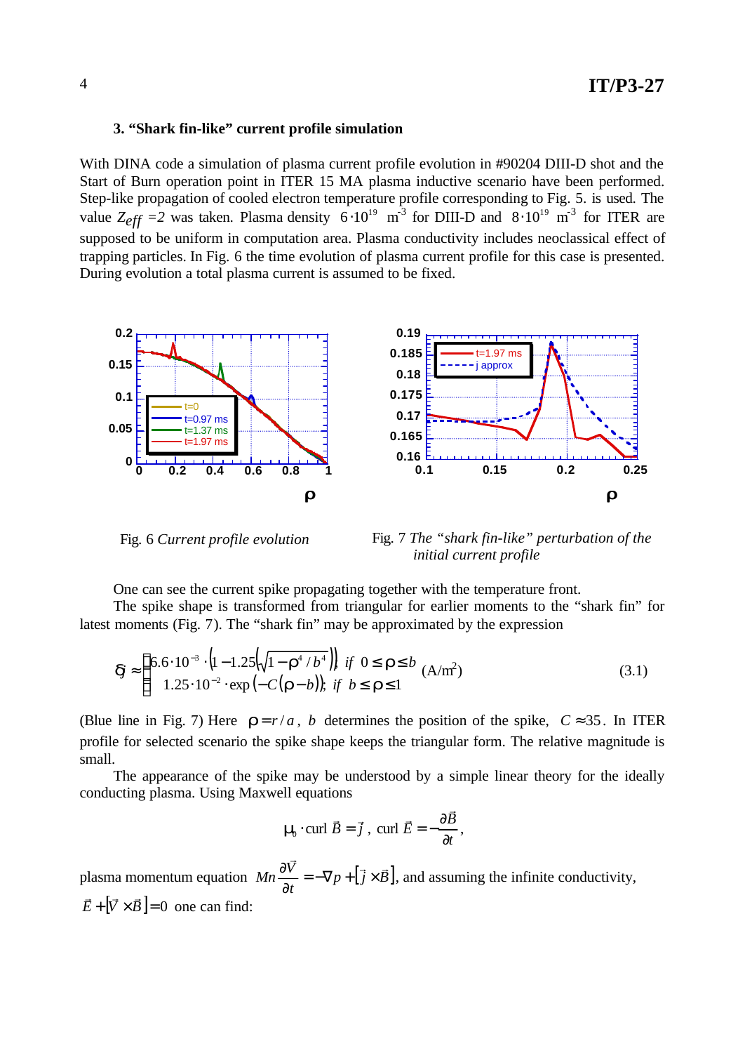### 3. "Shark fin-like" current profile simulation

With DINA code a simulation of plasma current profile evolution in #90204 DIII-D shot and the Start of Burn operation point in ITER 15 MA plasma inductive scenario have been performed. Step-like propagation of cooled electron temperature profile corresponding to Fig. 5. is used. The value $Z_{eff} = 2$ was taken. Plasma density $6 \cdot 10^{19}$ m$^{-3}$ for DIII-D and $8 \cdot 10^{19}$ m$^{-3}$ for ITER are supposed to be uniform in computation area. Plasma conductivity includes neoclassical effect of trapping particles. In Fig. 6 the time evolution of plasma current profile for this case is presented. During evolution a total plasma current is assumed to be fixed.

Fig. 6 *Current profile evolution*

Fig. 7 *The "shark fin-like" perturbation of the initial current profile*

One can see the current spike propagating together with the temperature front.

The spike shape is transformed from triangular for earlier moments to the "shark fin" for latest moments (Fig. 7). The "shark fin" may be approximated by the expression

$$\delta j \approx \begin{cases} 6.6 \cdot 10^{-3} \cdot \left(1 - 1.25\left(\sqrt{1 - \rho^4 / b^4}\right)\right); & if \;\; 0 \le \rho \le b \\ 1.25 \cdot 10^{-2} \cdot \exp\left(-C\left(\rho - b\right)\right); & if \;\; b \le \rho \le 1 \end{cases} \quad (\text{A/m}^2) \tag{3.1}$$

(Blue line in Fig. 7) Here $\rho = r/a$, $b$ determines the position of the spike, $C \approx 35$. In ITER profile for selected scenario the spike shape keeps the triangular form. The relative magnitude is small.

The appearance of the spike may be understood by a simple linear theory for the ideally conducting plasma. Using Maxwell equations

$$\mu_0 \cdot \text{curl}\, \vec{B} = \vec{j}\,, \;\; \text{curl}\, \vec{E} = -\frac{\partial \vec{B}}{\partial t}\,,$$

plasma momentum equation $Mn\dfrac{\partial \vec{V}}{\partial t} = -\nabla p + \left[\vec{j} \times \vec{B}\right]$, and assuming the infinite conductivity, $\vec{E} + \left[\vec{V} \times \vec{B}\right] = 0$ one can find: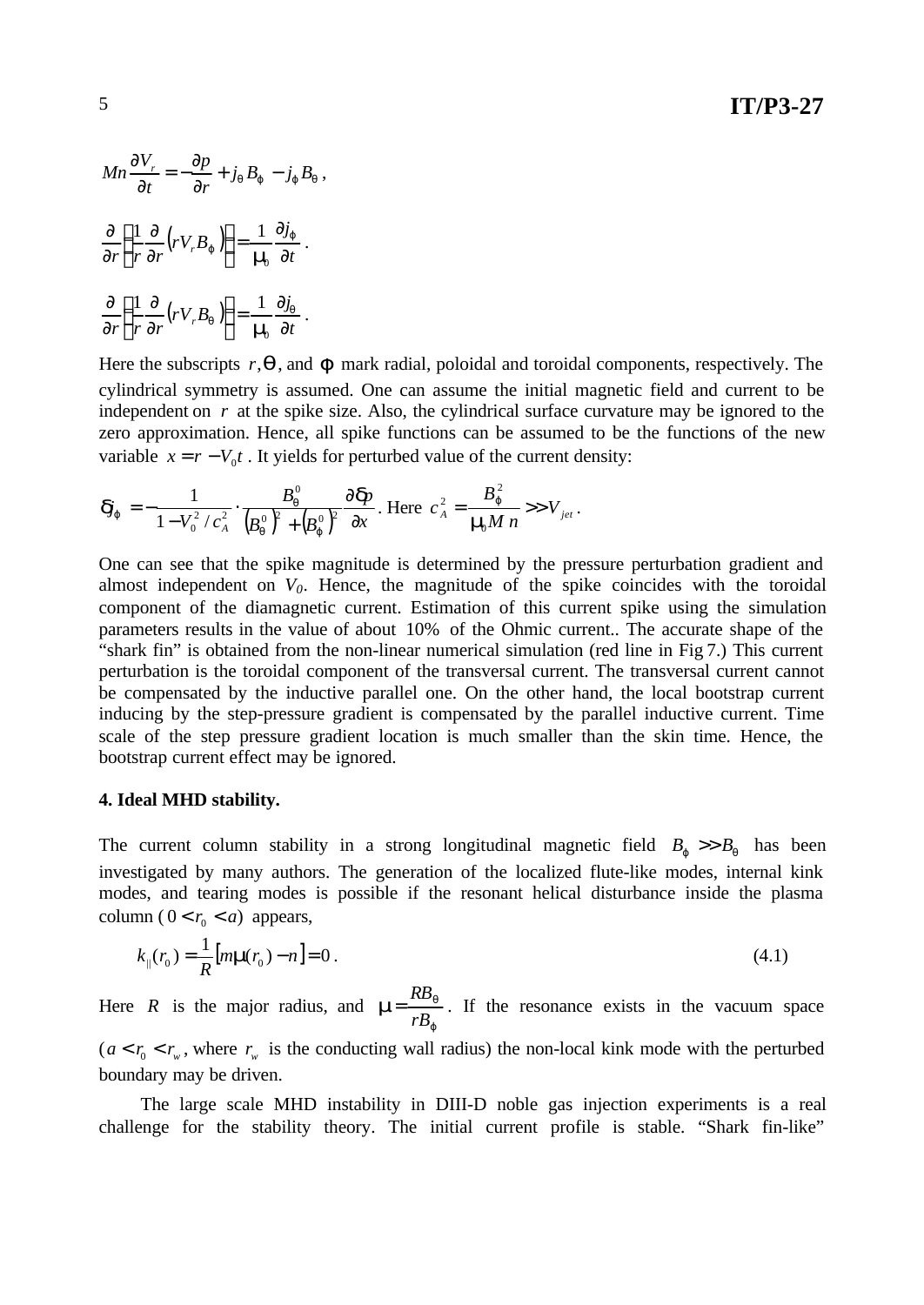$$Mn\frac{\partial V_r}{\partial t} = -\frac{\partial p}{\partial r} + j_\theta B_\varphi - j_\varphi B_\theta \,,$$

$$\frac{\partial}{\partial r}\left(\frac{1}{r}\frac{\partial}{\partial r}\left(rV_r B_\varphi\right)\right) = \frac{1}{\mu_0}\frac{\partial j_\varphi}{\partial t} \,.$$

$$\frac{\partial}{\partial r}\left(\frac{1}{r}\frac{\partial}{\partial r}\left(rV_r B_\theta\right)\right) = \frac{1}{\mu_0}\frac{\partial j_\theta}{\partial t} \,.$$

Here the subscripts $r, \theta$, and $\varphi$ mark radial, poloidal and toroidal components, respectively. The cylindrical symmetry is assumed. One can assume the initial magnetic field and current to be independent on $r$ at the spike size. Also, the cylindrical surface curvature may be ignored to the zero approximation. Hence, all spike functions can be assumed to be the functions of the new variable $x = r - V_0 t$ . It yields for perturbed value of the current density:

$$\delta j_\varphi = -\frac{1}{1 - V_0^2 / c_A^2} \cdot \frac{B_\theta^0}{\left(B_\theta^0\right)^2 + \left(B_\varphi^0\right)^2}\frac{\partial \delta p}{\partial x}. \text{ Here } c_A^2 = \frac{B_\varphi^2}{\mu_0 M\, n} >> V_{jet}\,.$$

One can see that the spike magnitude is determined by the pressure perturbation gradient and almost independent on $V_0$. Hence, the magnitude of the spike coincides with the toroidal component of the diamagnetic current. Estimation of this current spike using the simulation parameters results in the value of about 10% of the Ohmic current.. The accurate shape of the "shark fin" is obtained from the non-linear numerical simulation (red line in Fig 7.) This current perturbation is the toroidal component of the transversal current. The transversal current cannot be compensated by the inductive parallel one. On the other hand, the local bootstrap current inducing by the step-pressure gradient is compensated by the parallel inductive current. Time scale of the step pressure gradient location is much smaller than the skin time. Hence, the bootstrap current effect may be ignored.

## 4. Ideal MHD stability.

The current column stability in a strong longitudinal magnetic field $B_\varphi >> B_\theta$ has been investigated by many authors. The generation of the localized flute-like modes, internal kink modes, and tearing modes is possible if the resonant helical disturbance inside the plasma column ($0 < r_0 < a$) appears,

$$k_{||}(r_0) = \frac{1}{R}\left[m\mu(r_0) - n\right] = 0\,. \qquad (4.1)$$

Here $R$ is the major radius, and $\mu = \frac{RB_\theta}{rB_\varphi}$. If the resonance exists in the vacuum space ($a < r_0 < r_w$, where $r_w$ is the conducting wall radius) the non-local kink mode with the perturbed boundary may be driven.

The large scale MHD instability in DIII-D noble gas injection experiments is a real challenge for the stability theory. The initial current profile is stable. "Shark fin-like"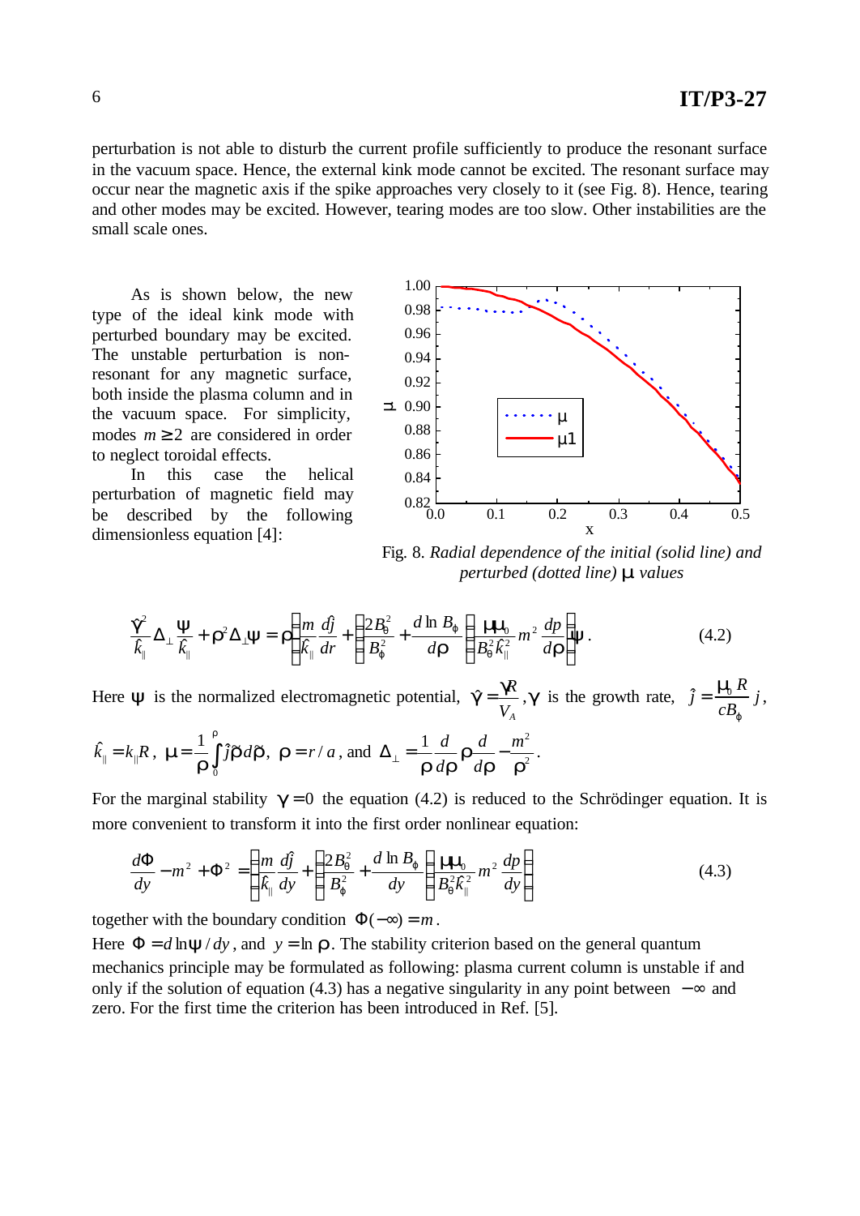perturbation is not able to disturb the current profile sufficiently to produce the resonant surface in the vacuum space. Hence, the external kink mode cannot be excited. The resonant surface may occur near the magnetic axis if the spike approaches very closely to it (see Fig. 8). Hence, tearing and other modes may be excited. However, tearing modes are too slow. Other instabilities are the small scale ones.

As is shown below, the new type of the ideal kink mode with perturbed boundary may be excited. The unstable perturbation is non-resonant for any magnetic surface, both inside the plasma column and in the vacuum space. For simplicity, modes $m \geq 2$ are considered in order to neglect toroidal effects.

In this case the helical perturbation of magnetic field may be described by the following dimensionless equation [4]:

Fig. 8. *Radial dependence of the initial (solid line) and perturbed (dotted line)* $\mu$ *values*

$$\frac{\hat{\gamma}^2}{\hat{k}_\parallel}\Delta_\perp\frac{\psi}{\hat{k}_\parallel}+\rho^2\Delta_\perp\psi=\rho\left[\frac{m}{\hat{k}_\parallel}\frac{d\hat{j}}{dr}+\left(\frac{2B_\theta^2}{B_\varphi^2}+\frac{d\ln B_\varphi}{d\rho}\right)\left(\frac{\mu\mu_0}{B_\theta^2\hat{k}_\parallel^2}m^2\frac{dp}{d\rho}\right)\right]\psi . \tag{4.2}$$

Here $\psi$ is the normalized electromagnetic potential, $\hat{\gamma}=\frac{\gamma R}{V_A},\gamma$ is the growth rate, $\hat{j}=\frac{\mu_0 R}{cB_\varphi}j$, $\hat{k}_\parallel=k_\parallel R$, $\mu=\frac{1}{\rho}\int_0^\rho \hat{j}\tilde{\rho}\,d\tilde{\rho}$, $\rho=r/a$, and $\Delta_\perp=\frac{1}{\rho}\frac{d}{d\rho}\rho\frac{d}{d\rho}-\frac{m^2}{\rho^2}$.

For the marginal stability $\gamma=0$ the equation (4.2) is reduced to the Schrödinger equation. It is more convenient to transform it into the first order nonlinear equation:

$$\frac{d\Phi}{dy}-m^2+\Phi^2=\left[\frac{m}{\hat{k}_\parallel}\frac{d\hat{j}}{dy}+\left(\frac{2B_\theta^2}{B_\varphi^2}+\frac{d\ln B_\varphi}{dy}\right)\left(\frac{\mu\mu_0}{B_\theta^2\hat{k}_\parallel^2}m^2\frac{dp}{dy}\right)\right] \tag{4.3}$$

together with the boundary condition $\Phi(-\infty)=m$.

Here $\Phi=d\ln\psi/dy$, and $y=\ln\rho$. The stability criterion based on the general quantum mechanics principle may be formulated as following: plasma current column is unstable if and only if the solution of equation (4.3) has a negative singularity in any point between $-\infty$ and zero. For the first time the criterion has been introduced in Ref. [5].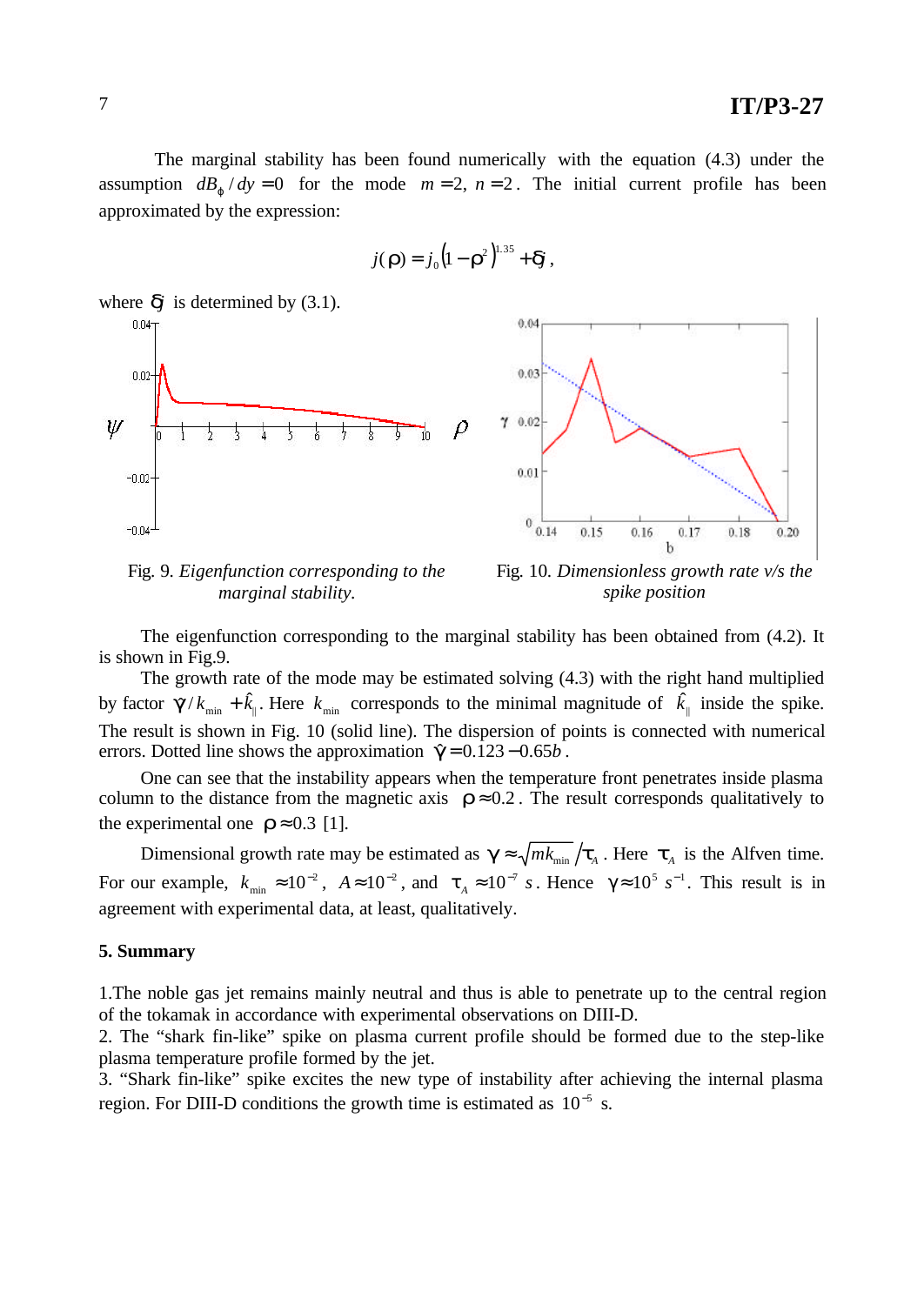The marginal stability has been found numerically with the equation (4.3) under the assumption $dB_\varphi / dy = 0$ for the mode $m = 2$, $n = 2$. The initial current profile has been approximated by the expression:

$$j(\rho) = j_0 \left(1 - \rho^2\right)^{1.35} + \delta j ,$$

where $\delta j$ is determined by (3.1).

Fig. 9. *Eigenfunction corresponding to the marginal stability.*

Fig. 10. *Dimensionless growth rate v/s the spike position*

The eigenfunction corresponding to the marginal stability has been obtained from (4.2). It is shown in Fig.9.

The growth rate of the mode may be estimated solving (4.3) with the right hand multiplied by factor $\hat{\gamma} / k_{\min} + \hat{k}_{\|}$. Here $k_{\min}$ corresponds to the minimal magnitude of $\hat{k}_{\|}$ inside the spike. The result is shown in Fig. 10 (solid line). The dispersion of points is connected with numerical errors. Dotted line shows the approximation $\hat{\gamma} = 0.123 - 0.65b$.

One can see that the instability appears when the temperature front penetrates inside plasma column to the distance from the magnetic axis $\rho \approx 0.2$. The result corresponds qualitatively to the experimental one $\rho \approx 0.3$ [1].

Dimensional growth rate may be estimated as $\gamma \approx \sqrt{m k_{\min}} / \tau_A$. Here $\tau_A$ is the Alfven time. For our example, $k_{\min} \approx 10^{-2}$, $A \approx 10^{-2}$, and $\tau_A \approx 10^{-7}\ s$. Hence $\gamma \approx 10^{5}\ s^{-1}$. This result is in agreement with experimental data, at least, qualitatively.

## 5. Summary

1.The noble gas jet remains mainly neutral and thus is able to penetrate up to the central region of the tokamak in accordance with experimental observations on DIII-D.
2. The "shark fin-like" spike on plasma current profile should be formed due to the step-like plasma temperature profile formed by the jet.
3. "Shark fin-like" spike excites the new type of instability after achieving the internal plasma region. For DIII-D conditions the growth time is estimated as $10^{-5}$ s.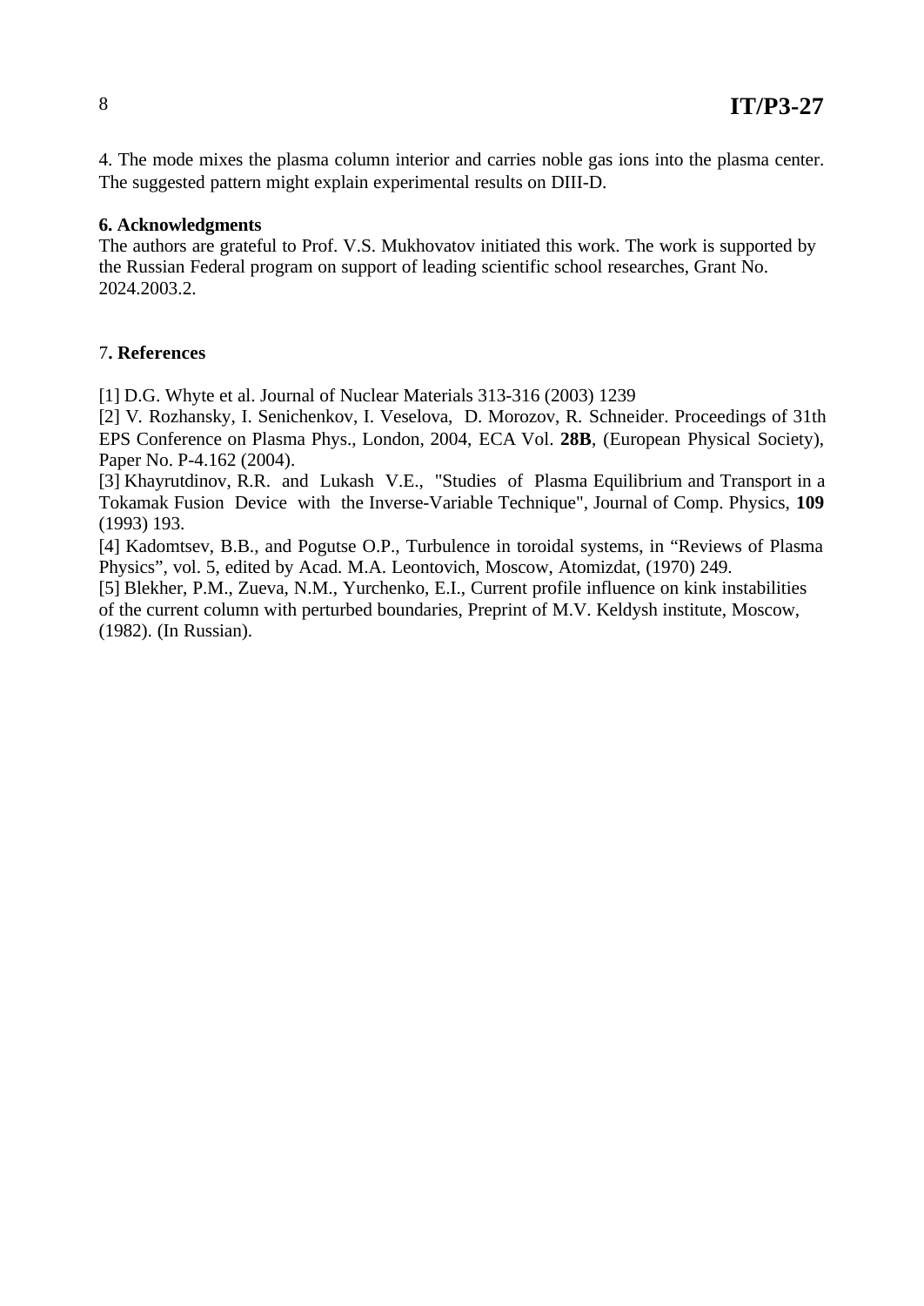4. The mode mixes the plasma column interior and carries noble gas ions into the plasma center. The suggested pattern might explain experimental results on DIII-D.

## 6. Acknowledgments

The authors are grateful to Prof. V.S. Mukhovatov initiated this work. The work is supported by the Russian Federal program on support of leading scientific school researches, Grant No. 2024.2003.2.

## 7. References

[1] D.G. Whyte et al. Journal of Nuclear Materials 313-316 (2003) 1239
[2] V. Rozhansky, I. Senichenkov, I. Veselova, D. Morozov, R. Schneider. Proceedings of 31th EPS Conference on Plasma Phys., London, 2004, ECA Vol. **28B**, (European Physical Society), Paper No. P-4.162 (2004).
[3] Khayrutdinov, R.R. and Lukash V.E., "Studies of Plasma Equilibrium and Transport in a Tokamak Fusion Device with the Inverse-Variable Technique", Journal of Comp. Physics, **109** (1993) 193.
[4] Kadomtsev, B.B., and Pogutse O.P., Turbulence in toroidal systems, in "Reviews of Plasma Physics", vol. 5, edited by Acad. M.A. Leontovich, Moscow, Atomizdat, (1970) 249.
[5] Blekher, P.M., Zueva, N.M., Yurchenko, E.I., Current profile influence on kink instabilities of the current column with perturbed boundaries, Preprint of M.V. Keldysh institute, Moscow, (1982). (In Russian).